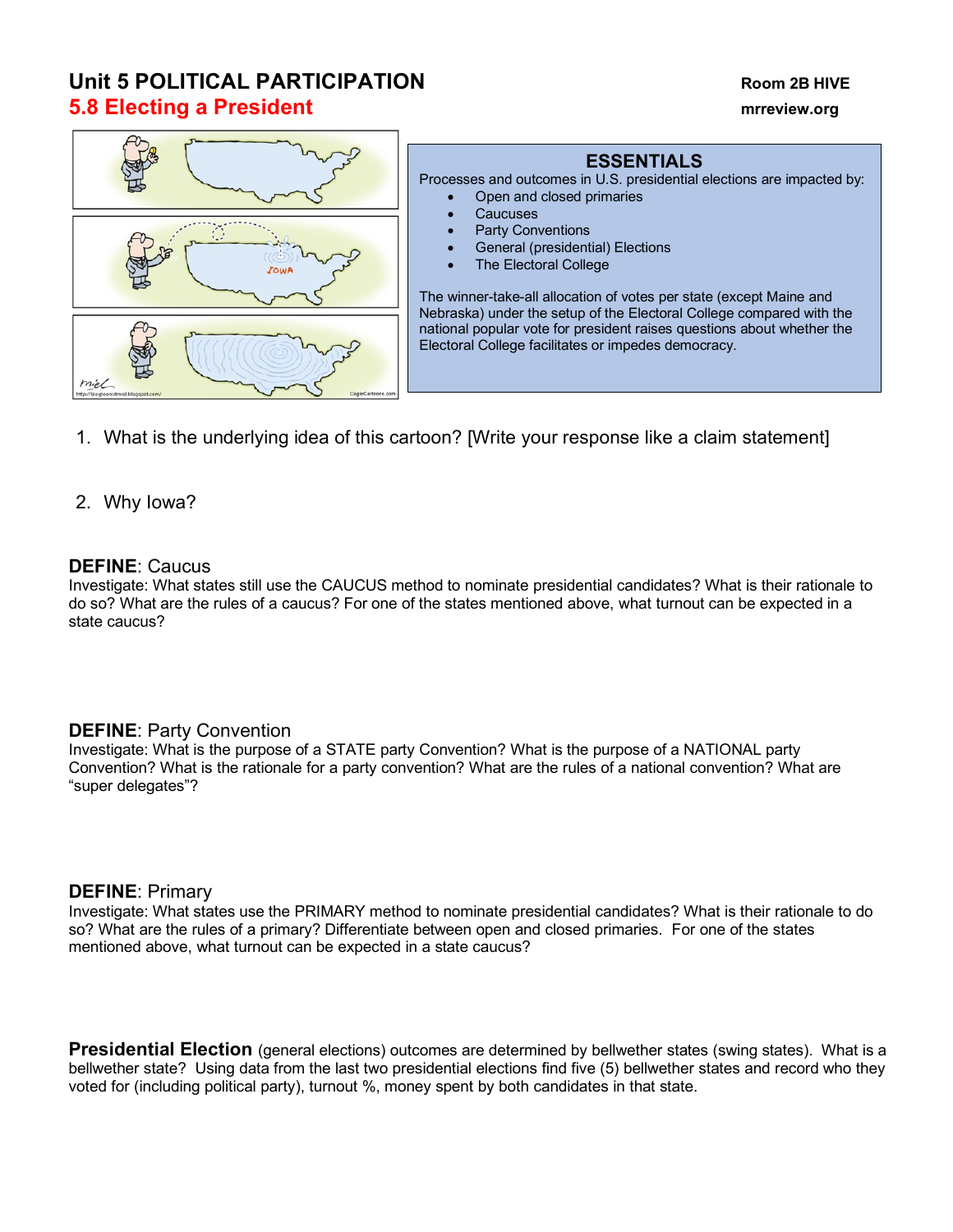# Unit 5 POLITICAL PARTICIPATION

**Room 2B HIVE**

## 5.8 Electing a President

**mrreview.org**

### ESSENTIALS

Processes and outcomes in U.S. presidential elections are impacted by:

- Open and closed primaries
- Caucuses
- Party Conventions
- General (presidential) Elections
- The Electoral College

The winner-take-all allocation of votes per state (except Maine and Nebraska) under the setup of the Electoral College compared with the national popular vote for president raises questions about whether the Electoral College facilitates or impedes democracy.

1. What is the underlying idea of this cartoon? [Write your response like a claim statement]

2. Why Iowa?

**DEFINE**: Caucus

Investigate: What states still use the CAUCUS method to nominate presidential candidates? What is their rationale to do so? What are the rules of a caucus? For one of the states mentioned above, what turnout can be expected in a state caucus?

**DEFINE**: Party Convention

Investigate: What is the purpose of a STATE party Convention? What is the purpose of a NATIONAL party Convention? What is the rationale for a party convention? What are the rules of a national convention? What are "super delegates"?

**DEFINE**: Primary

Investigate: What states use the PRIMARY method to nominate presidential candidates? What is their rationale to do so? What are the rules of a primary? Differentiate between open and closed primaries. For one of the states mentioned above, what turnout can be expected in a state caucus?

**Presidential Election** (general elections) outcomes are determined by bellwether states (swing states). What is a bellwether state? Using data from the last two presidential elections find five (5) bellwether states and record who they voted for (including political party), turnout %, money spent by both candidates in that state.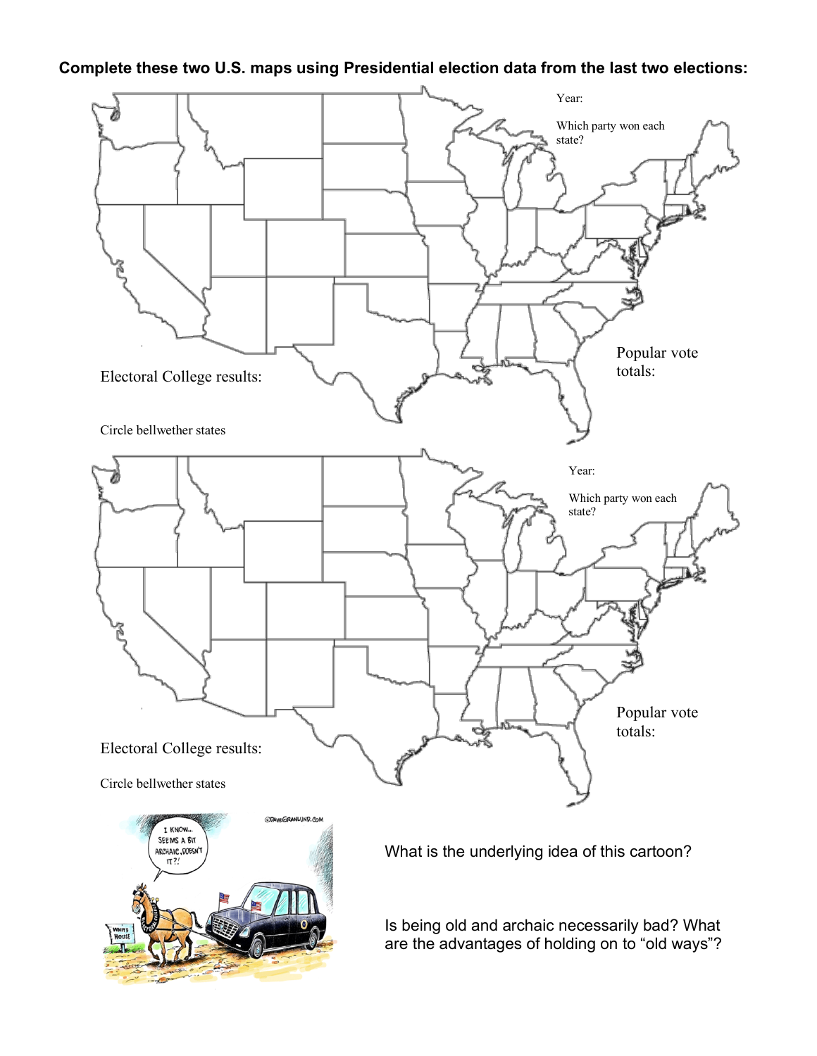**Complete these two U.S. maps using Presidential election data from the last two elections:**

Year:

Which party won each state?

Popular vote totals:

Electoral College results:

Circle bellwether states

Year:

Which party won each state?

Popular vote totals:

Electoral College results:

Circle bellwether states

What is the underlying idea of this cartoon?

Is being old and archaic necessarily bad? What are the advantages of holding on to "old ways"?